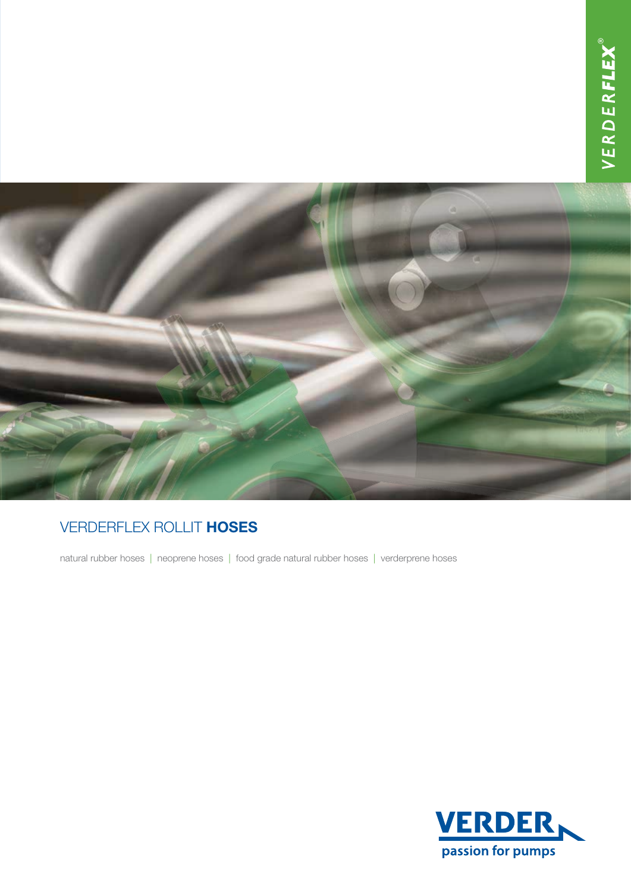VERDERFLEX®

# VERDERFLEX ROLLIT **HOSES**

natural rubber hoses | neoprene hoses | food grade natural rubber hoses | verderprene hoses

VERDER
passion for pumps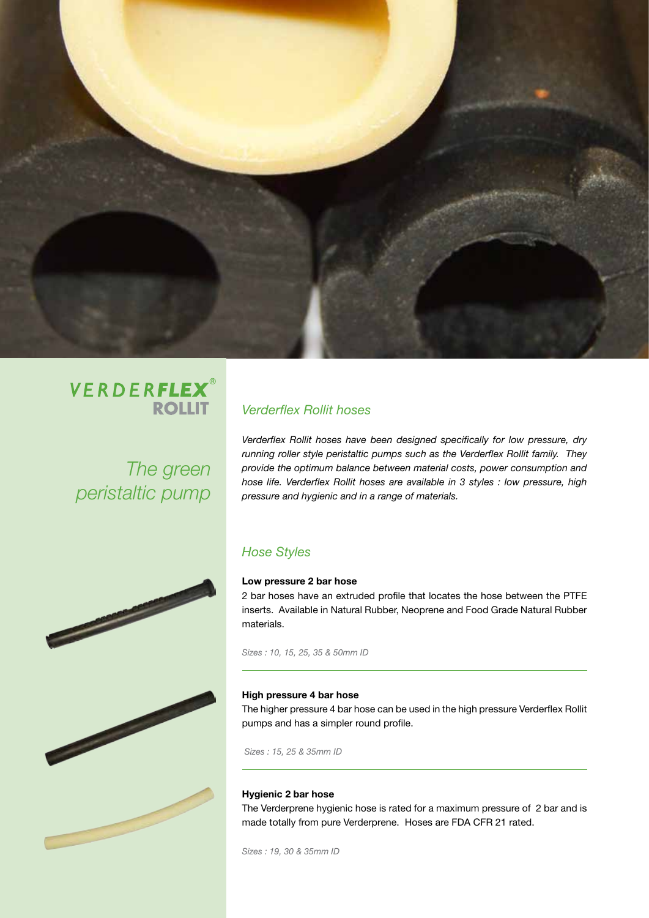VERDERFLEX® ROLLIT

*The green peristaltic pump*

## *Verderflex Rollit hoses*

*Verderflex Rollit hoses have been designed specifically for low pressure, dry running roller style peristaltic pumps such as the Verderflex Rollit family. They provide the optimum balance between material costs, power consumption and hose life. Verderflex Rollit hoses are available in 3 styles : low pressure, high pressure and hygienic and in a range of materials.*

## *Hose Styles*

**Low pressure 2 bar hose**

2 bar hoses have an extruded profile that locates the hose between the PTFE inserts. Available in Natural Rubber, Neoprene and Food Grade Natural Rubber materials.

*Sizes : 10, 15, 25, 35 & 50mm ID*

---

**High pressure 4 bar hose**

The higher pressure 4 bar hose can be used in the high pressure Verderflex Rollit pumps and has a simpler round profile.

*Sizes : 15, 25 & 35mm ID*

---

**Hygienic 2 bar hose**

The Verderprene hygienic hose is rated for a maximum pressure of 2 bar and is made totally from pure Verderprene. Hoses are FDA CFR 21 rated.

*Sizes : 19, 30 & 35mm ID*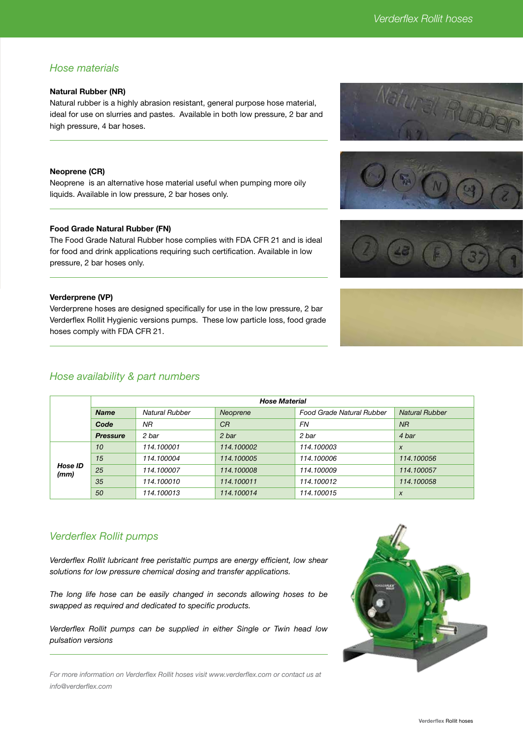## Hose materials

**Natural Rubber (NR)**
Natural rubber is a highly abrasion resistant, general purpose hose material, ideal for use on slurries and pastes. Available in both low pressure, 2 bar and high pressure, 4 bar hoses.

**Neoprene (CR)**
Neoprene is an alternative hose material useful when pumping more oily liquids. Available in low pressure, 2 bar hoses only.

**Food Grade Natural Rubber (FN)**
The Food Grade Natural Rubber hose complies with FDA CFR 21 and is ideal for food and drink applications requiring such certification. Available in low pressure, 2 bar hoses only.

**Verderprene (VP)**
Verderprene hoses are designed specifically for use in the low pressure, 2 bar Verderflex Rollit Hygienic versions pumps. These low particle loss, food grade hoses comply with FDA CFR 21.

## Hose availability & part numbers

| | | ***Hose Material*** | | | |
|---|---|---|---|---|---|
| | ***Name*** | *Natural Rubber* | *Neoprene* | *Food Grade Natural Rubber* | *Natural Rubber* |
| | ***Code*** | *NR* | *CR* | *FN* | *NR* |
| | ***Pressure*** | *2 bar* | *2 bar* | *2 bar* | *4 bar* |
| ***Hose ID (mm)*** | *10* | *114.100001* | *114.100002* | *114.100003* | *x* |
| | *15* | *114.100004* | *114.100005* | *114.100006* | *114.100056* |
| | *25* | *114.100007* | *114.100008* | *114.100009* | *114.100057* |
| | *35* | *114.100010* | *114.100011* | *114.100012* | *114.100058* |
| | *50* | *114.100013* | *114.100014* | *114.100015* | *x* |

## Verderflex Rollit pumps

*Verderflex Rollit lubricant free peristaltic pumps are energy efficient, low shear solutions for low pressure chemical dosing and transfer applications.*

*The long life hose can be easily changed in seconds allowing hoses to be swapped as required and dedicated to specific products.*

*Verderflex Rollit pumps can be supplied in either Single or Twin head low pulsation versions*

*For more information on Verderflex Rollit hoses visit www.verderflex.com or contact us at info@verderflex.com*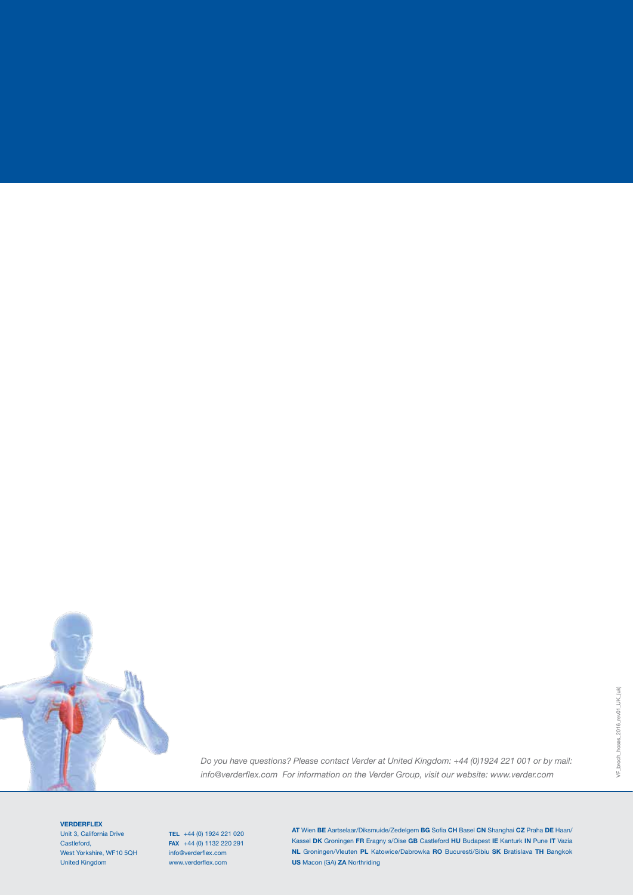*Do you have questions? Please contact Verder at United Kingdom: +44 (0)1924 221 001 or by mail: info@verderflex.com For information on the Verder Group, visit our website: www.verder.com*

VF_broch_hoses_2016_rev01_UK_(uk)

**VERDERFLEX**
Unit 3, California Drive
Castleford,
West Yorkshire, WF10 5QH
United Kingdom

**TEL** +44 (0) 1924 221 020
**FAX** +44 (0) 1132 220 291
info@verderflex.com
www.verderflex.com

**AT** Wien **BE** Aartselaar/Diksmuide/Zedelgem **BG** Sofia **CH** Basel **CN** Shanghai **CZ** Praha **DE** Haan/Kassel **DK** Groningen **FR** Eragny s/Oise **GB** Castleford **HU** Budapest **IE** Kanturk **IN** Pune **IT** Vazia **NL** Groningen/Vleuten **PL** Katowice/Dabrowka **RO** Bucuresti/Sibiu **SK** Bratislava **TH** Bangkok **US** Macon (GA) **ZA** Northriding